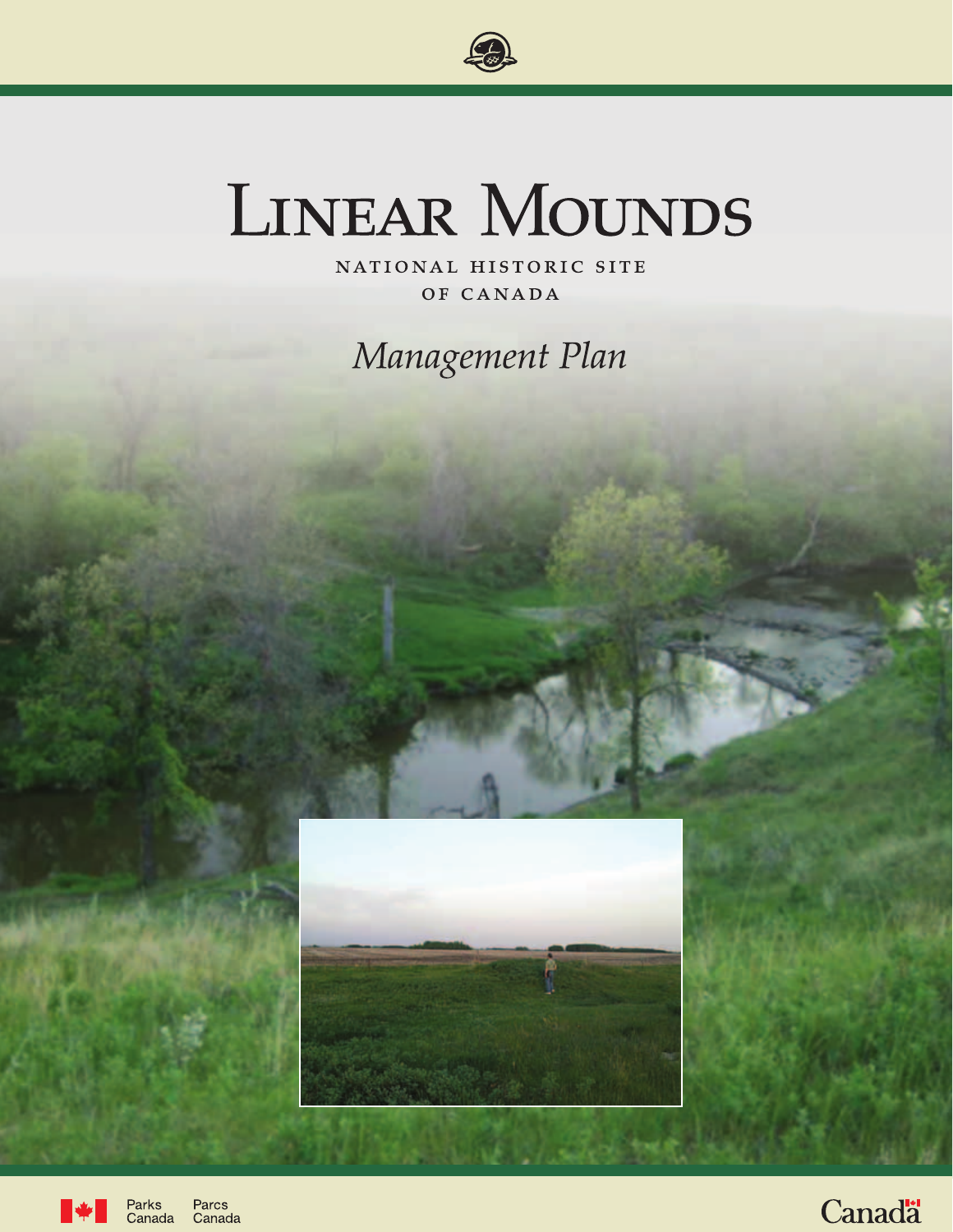# Linear Mounds

NATIONAL HISTORIC SITE
OF CANADA

*Management Plan*

Parks Canada / Parcs Canada

Canada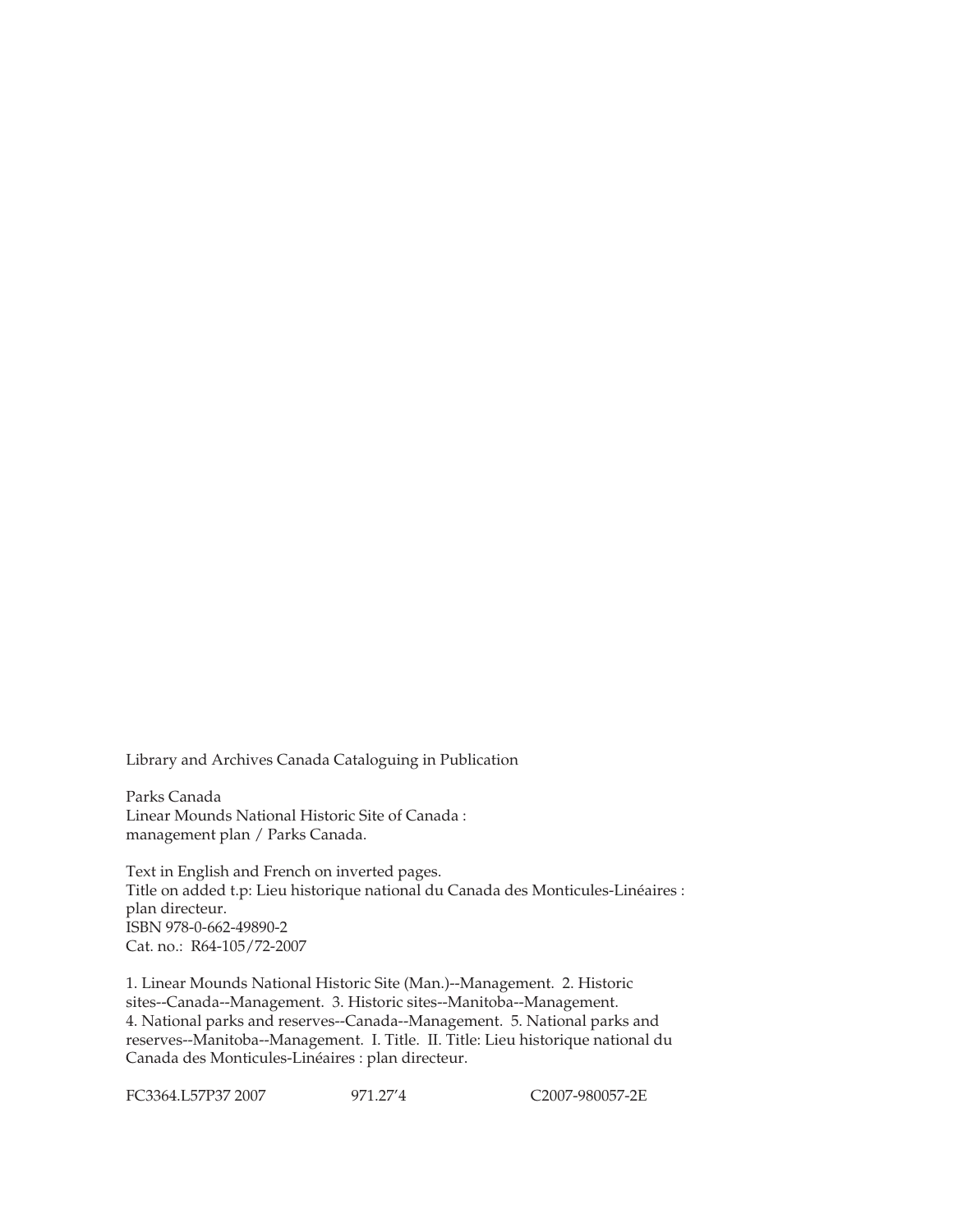Library and Archives Canada Cataloguing in Publication

Parks Canada
Linear Mounds National Historic Site of Canada :
management plan / Parks Canada.

Text in English and French on inverted pages.
Title on added t.p: Lieu historique national du Canada des Monticules-Linéaires :
plan directeur.
ISBN 978-0-662-49890-2
Cat. no.: R64-105/72-2007

1. Linear Mounds National Historic Site (Man.)--Management. 2. Historic sites--Canada--Management. 3. Historic sites--Manitoba--Management. 4. National parks and reserves--Canada--Management. 5. National parks and reserves--Manitoba--Management. I. Title. II. Title: Lieu historique national du Canada des Monticules-Linéaires : plan directeur.

FC3364.L57P37 2007 971.27′4 C2007-980057-2E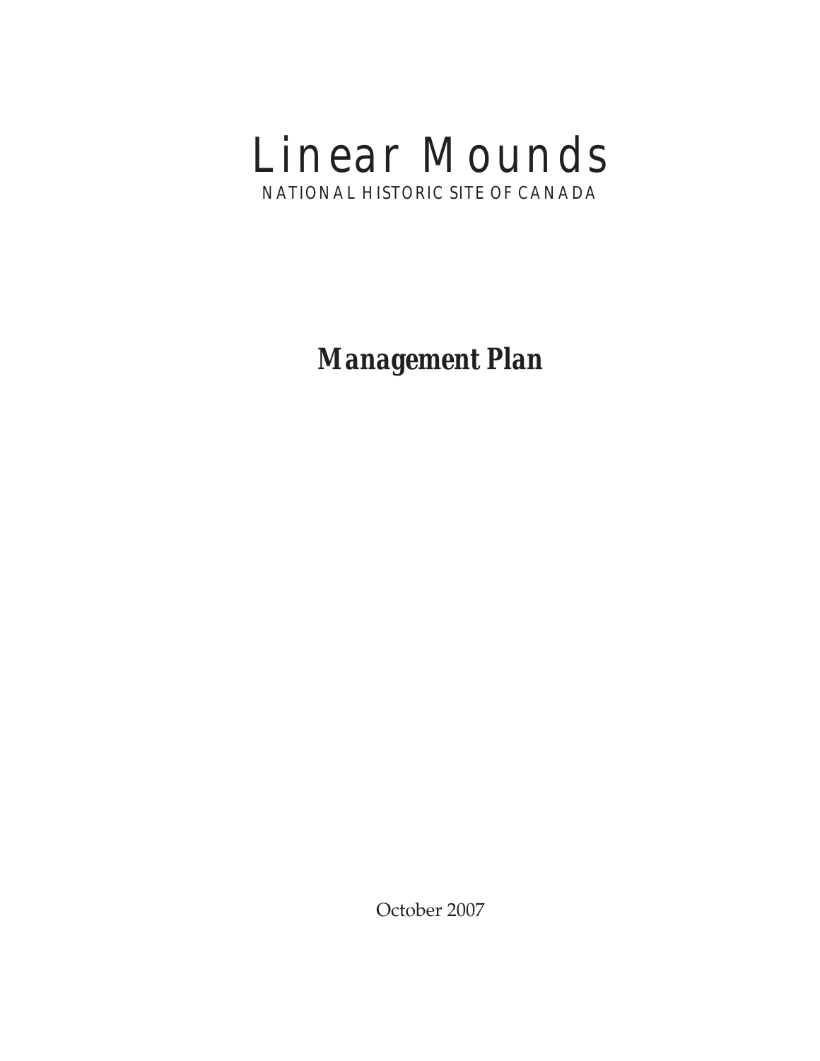# Linear Mounds

NATIONAL HISTORIC SITE OF CANADA

## Management Plan

October 2007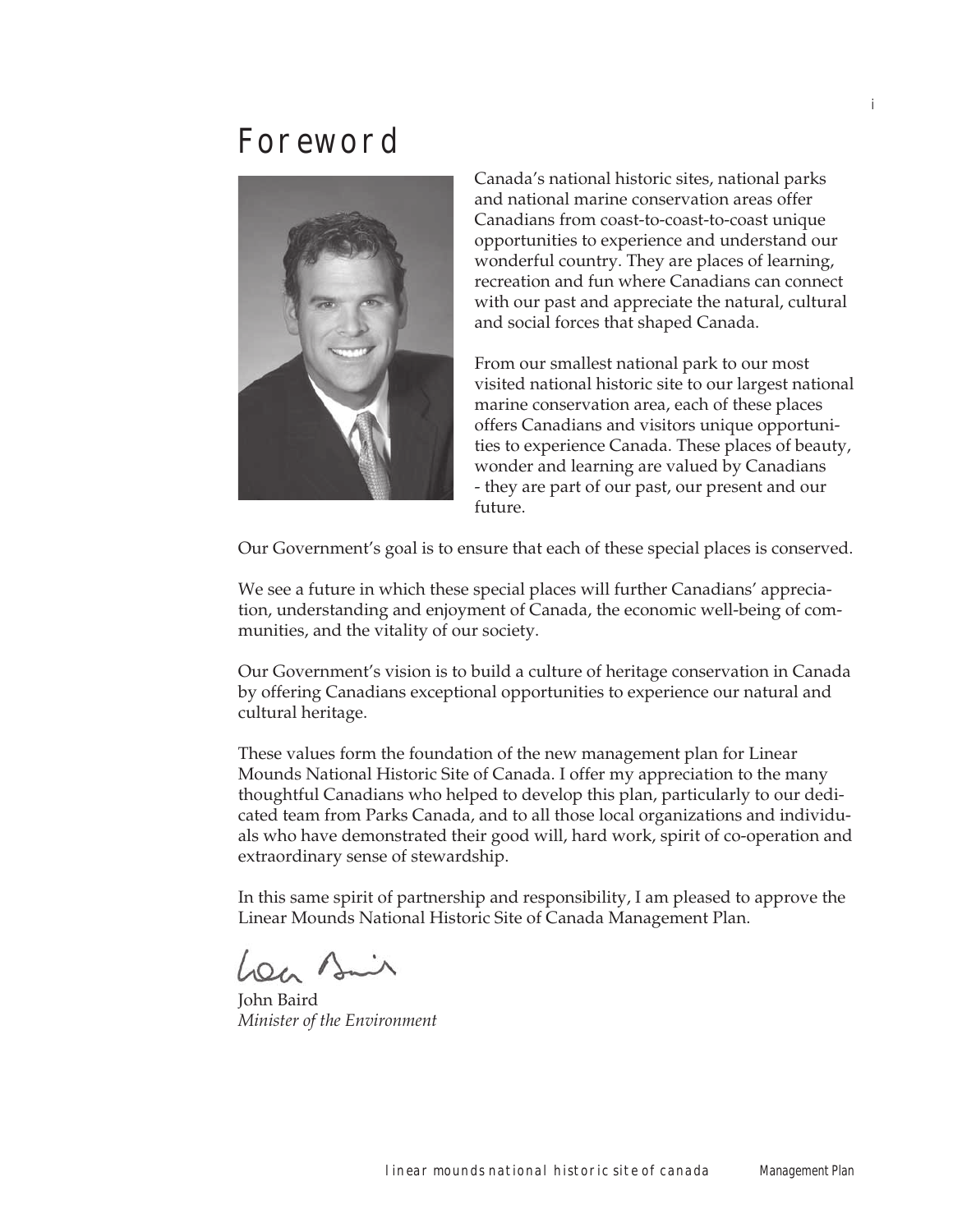# Foreword

Canada's national historic sites, national parks and national marine conservation areas offer Canadians from coast-to-coast-to-coast unique opportunities to experience and understand our wonderful country. They are places of learning, recreation and fun where Canadians can connect with our past and appreciate the natural, cultural and social forces that shaped Canada.

From our smallest national park to our most visited national historic site to our largest national marine conservation area, each of these places offers Canadians and visitors unique opportunities to experience Canada. These places of beauty, wonder and learning are valued by Canadians - they are part of our past, our present and our future.

Our Government's goal is to ensure that each of these special places is conserved.

We see a future in which these special places will further Canadians' appreciation, understanding and enjoyment of Canada, the economic well-being of communities, and the vitality of our society.

Our Government's vision is to build a culture of heritage conservation in Canada by offering Canadians exceptional opportunities to experience our natural and cultural heritage.

These values form the foundation of the new management plan for Linear Mounds National Historic Site of Canada. I offer my appreciation to the many thoughtful Canadians who helped to develop this plan, particularly to our dedicated team from Parks Canada, and to all those local organizations and individuals who have demonstrated their good will, hard work, spirit of co-operation and extraordinary sense of stewardship.

In this same spirit of partnership and responsibility, I am pleased to approve the Linear Mounds National Historic Site of Canada Management Plan.

John Baird
*Minister of the Environment*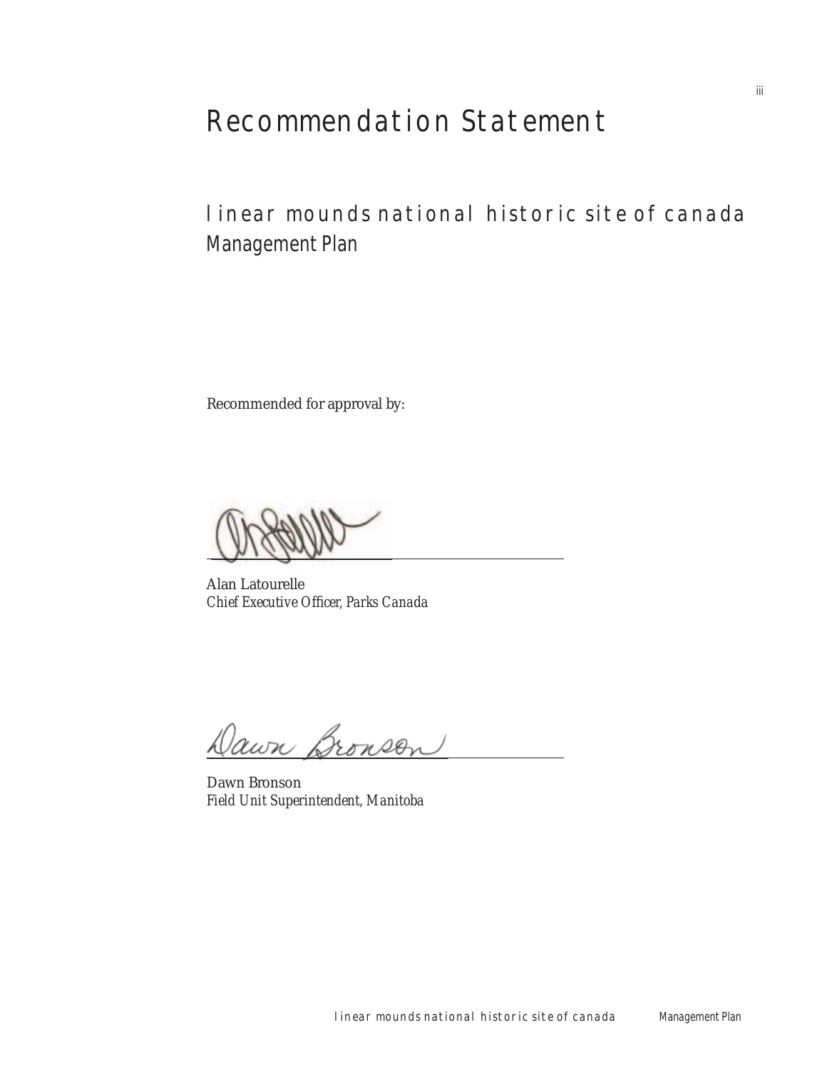# Recommendation Statement

## linear mounds national historic site of canada
Management Plan

Recommended for approval by:

Alan Latourelle
*Chief Executive Officer, Parks Canada*

Dawn Bronson
*Field Unit Superintendent, Manitoba*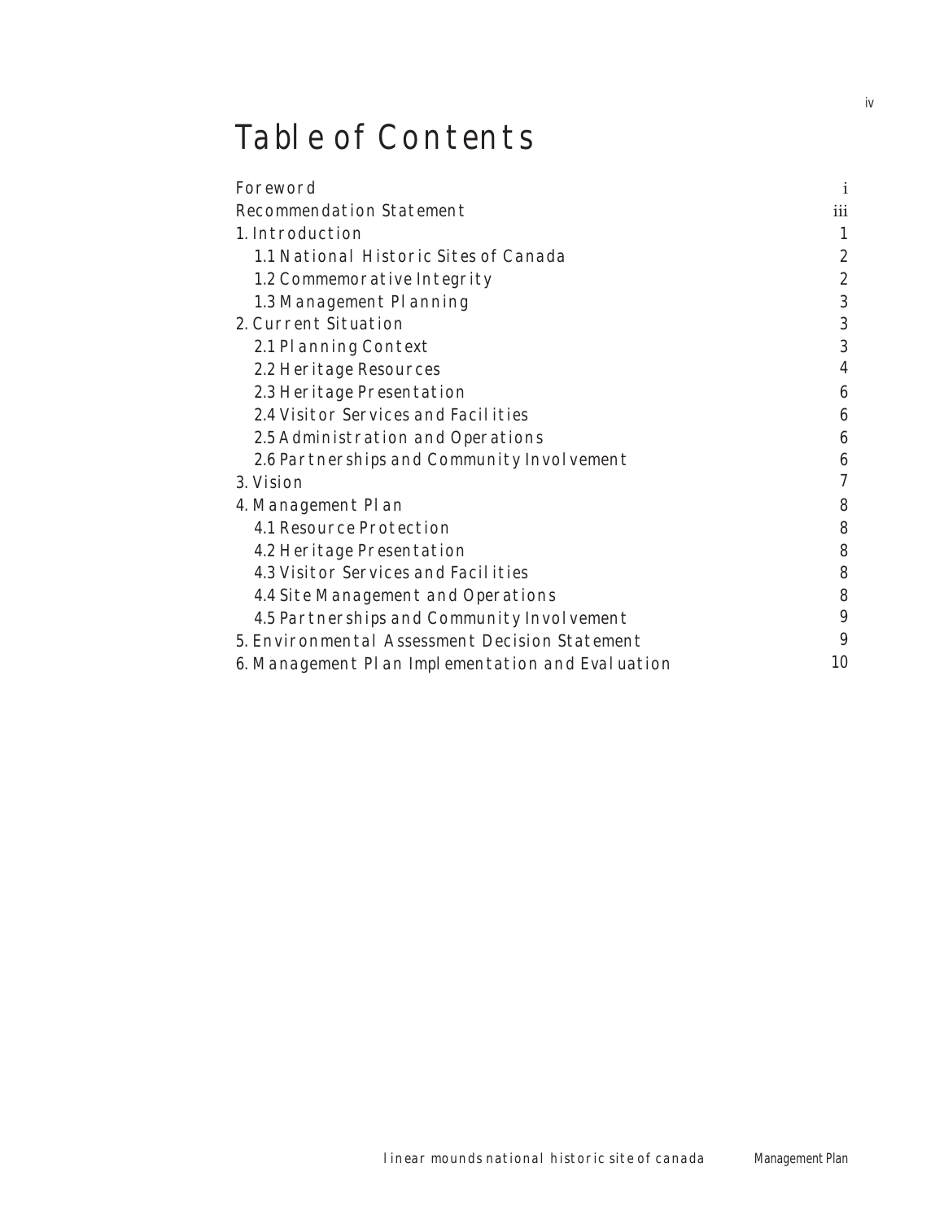# Table of Contents

| | |
|---|---|
| Foreword | i |
| Recommendation Statement | iii |
| 1. Introduction | 1 |
| 1.1 National Historic Sites of Canada | 2 |
| 1.2 Commemorative Integrity | 2 |
| 1.3 Management Planning | 3 |
| 2. Current Situation | 3 |
| 2.1 Planning Context | 3 |
| 2.2 Heritage Resources | 4 |
| 2.3 Heritage Presentation | 6 |
| 2.4 Visitor Services and Facilities | 6 |
| 2.5 Administration and Operations | 6 |
| 2.6 Partnerships and Community Involvement | 6 |
| 3. Vision | 7 |
| 4. Management Plan | 8 |
| 4.1 Resource Protection | 8 |
| 4.2 Heritage Presentation | 8 |
| 4.3 Visitor Services and Facilities | 8 |
| 4.4 Site Management and Operations | 8 |
| 4.5 Partnerships and Community Involvement | 9 |
| 5. Environmental Assessment Decision Statement | 9 |
| 6. Management Plan Implementation and Evaluation | 10 |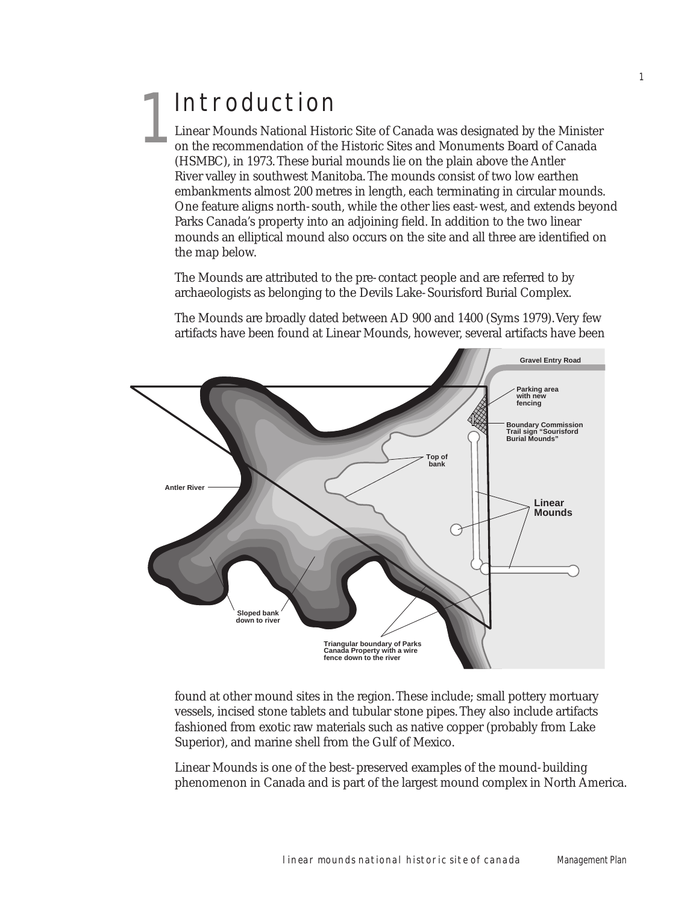# 1 Introduction

Linear Mounds National Historic Site of Canada was designated by the Minister on the recommendation of the Historic Sites and Monuments Board of Canada (HSMBC), in 1973. These burial mounds lie on the plain above the Antler River valley in southwest Manitoba. The mounds consist of two low earthen embankments almost 200 metres in length, each terminating in circular mounds. One feature aligns north-south, while the other lies east-west, and extends beyond Parks Canada's property into an adjoining field. In addition to the two linear mounds an elliptical mound also occurs on the site and all three are identified on the map below.

The Mounds are attributed to the pre-contact people and are referred to by archaeologists as belonging to the Devils Lake-Sourisford Burial Complex.

The Mounds are broadly dated between AD 900 and 1400 (Syms 1979). Very few artifacts have been found at Linear Mounds, however, several artifacts have been found at other mound sites in the region. These include; small pottery mortuary vessels, incised stone tablets and tubular stone pipes. They also include artifacts fashioned from exotic raw materials such as native copper (probably from Lake Superior), and marine shell from the Gulf of Mexico.

Linear Mounds is one of the best-preserved examples of the mound-building phenomenon in Canada and is part of the largest mound complex in North America.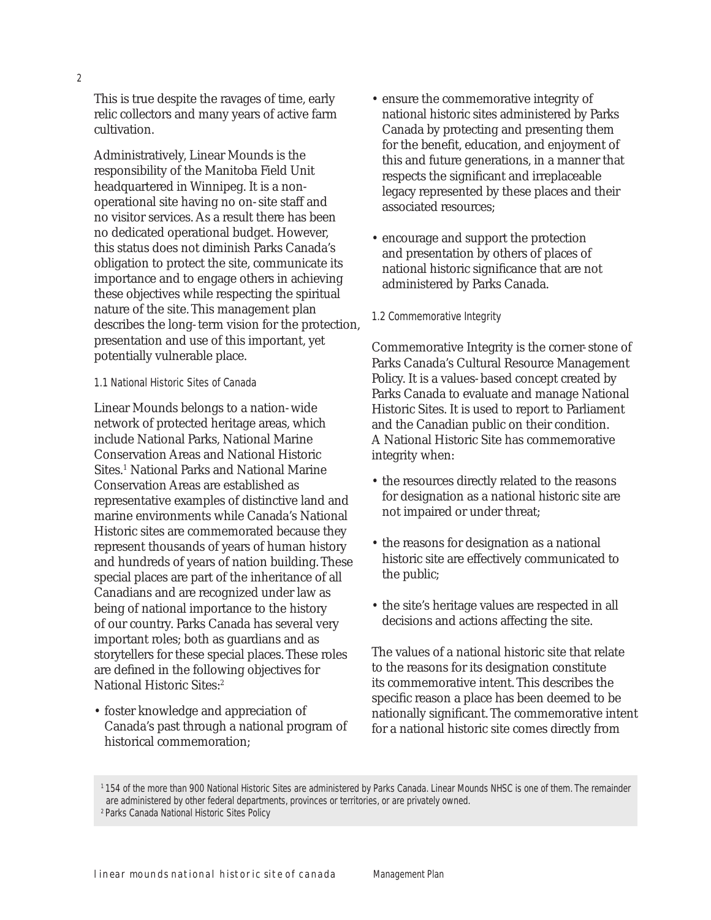This is true despite the ravages of time, early relic collectors and many years of active farm cultivation.

Administratively, Linear Mounds is the responsibility of the Manitoba Field Unit headquartered in Winnipeg. It is a non-operational site having no on-site staff and no visitor services. As a result there has been no dedicated operational budget. However, this status does not diminish Parks Canada's obligation to protect the site, communicate its importance and to engage others in achieving these objectives while respecting the spiritual nature of the site. This management plan describes the long-term vision for the protection, presentation and use of this important, yet potentially vulnerable place.

### 1.1 National Historic Sites of Canada

Linear Mounds belongs to a nation-wide network of protected heritage areas, which include National Parks, National Marine Conservation Areas and National Historic Sites.[1] National Parks and National Marine Conservation Areas are established as representative examples of distinctive land and marine environments while Canada's National Historic sites are commemorated because they represent thousands of years of human history and hundreds of years of nation building. These special places are part of the inheritance of all Canadians and are recognized under law as being of national importance to the history of our country. Parks Canada has several very important roles; both as guardians and as storytellers for these special places. These roles are defined in the following objectives for National Historic Sites:[2]

- foster knowledge and appreciation of Canada's past through a national program of historical commemoration;
- ensure the commemorative integrity of national historic sites administered by Parks Canada by protecting and presenting them for the benefit, education, and enjoyment of this and future generations, in a manner that respects the significant and irreplaceable legacy represented by these places and their associated resources;
- encourage and support the protection and presentation by others of places of national historic significance that are not administered by Parks Canada.

### 1.2 Commemorative Integrity

Commemorative Integrity is the corner-stone of Parks Canada's Cultural Resource Management Policy. It is a values-based concept created by Parks Canada to evaluate and manage National Historic Sites. It is used to report to Parliament and the Canadian public on their condition. A National Historic Site has commemorative integrity when:

- the resources directly related to the reasons for designation as a national historic site are not impaired or under threat;
- the reasons for designation as a national historic site are effectively communicated to the public;
- the site's heritage values are respected in all decisions and actions affecting the site.

The values of a national historic site that relate to the reasons for its designation constitute its commemorative intent. This describes the specific reason a place has been deemed to be nationally significant. The commemorative intent for a national historic site comes directly from

[1] 154 of the more than 900 National Historic Sites are administered by Parks Canada. Linear Mounds NHSC is one of them. The remainder are administered by other federal departments, provinces or territories, or are privately owned.

[2] Parks Canada National Historic Sites Policy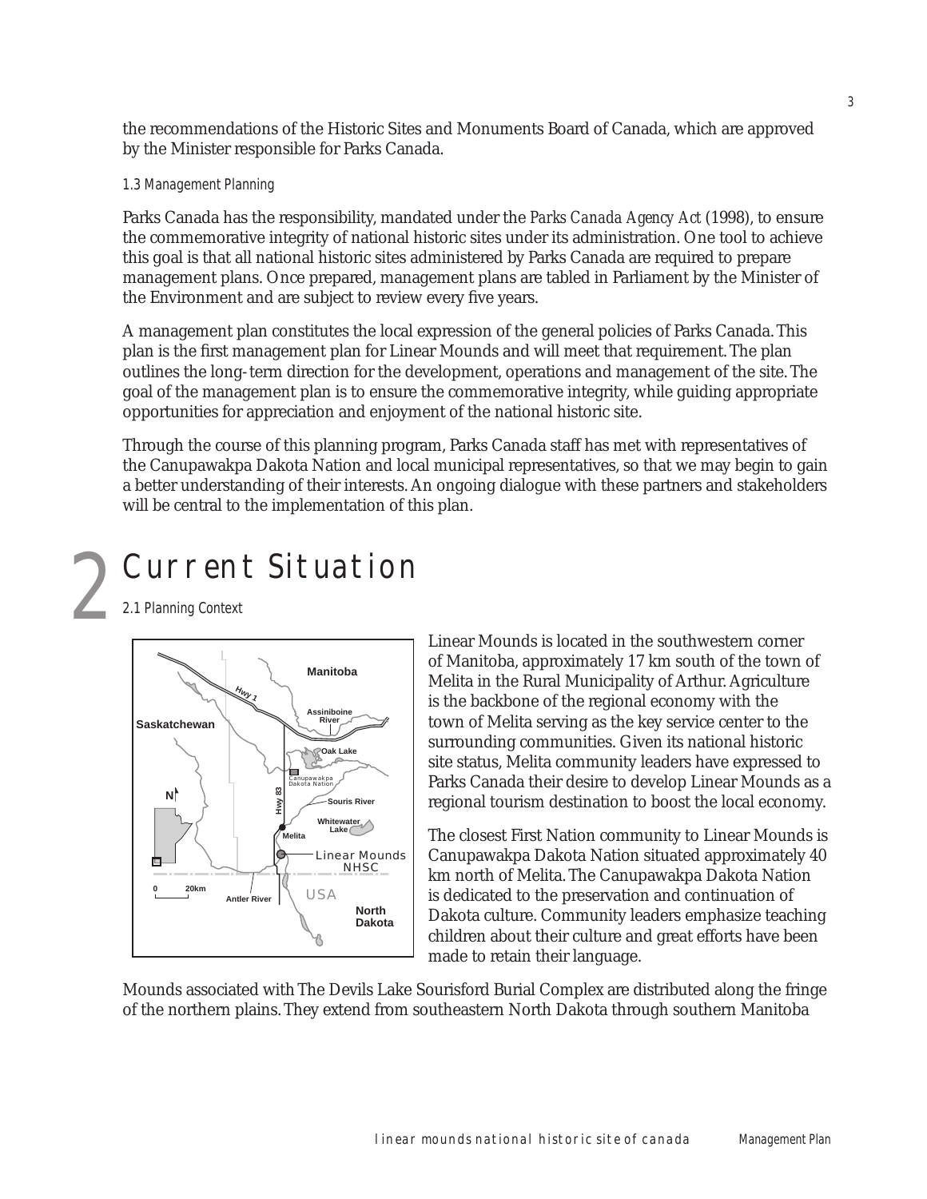the recommendations of the Historic Sites and Monuments Board of Canada, which are approved by the Minister responsible for Parks Canada.

### 1.3 Management Planning

Parks Canada has the responsibility, mandated under the *Parks Canada Agency Act* (1998), to ensure the commemorative integrity of national historic sites under its administration. One tool to achieve this goal is that all national historic sites administered by Parks Canada are required to prepare management plans. Once prepared, management plans are tabled in Parliament by the Minister of the Environment and are subject to review every five years.

A management plan constitutes the local expression of the general policies of Parks Canada. This plan is the first management plan for Linear Mounds and will meet that requirement. The plan outlines the long-term direction for the development, operations and management of the site. The goal of the management plan is to ensure the commemorative integrity, while guiding appropriate opportunities for appreciation and enjoyment of the national historic site.

Through the course of this planning program, Parks Canada staff has met with representatives of the Canupawakpa Dakota Nation and local municipal representatives, so that we may begin to gain a better understanding of their interests. An ongoing dialogue with these partners and stakeholders will be central to the implementation of this plan.

# 2 Current Situation

### 2.1 Planning Context

Linear Mounds is located in the southwestern corner of Manitoba, approximately 17 km south of the town of Melita in the Rural Municipality of Arthur. Agriculture is the backbone of the regional economy with the town of Melita serving as the key service center to the surrounding communities. Given its national historic site status, Melita community leaders have expressed to Parks Canada their desire to develop Linear Mounds as a regional tourism destination to boost the local economy.

The closest First Nation community to Linear Mounds is Canupawakpa Dakota Nation situated approximately 40 km north of Melita. The Canupawakpa Dakota Nation is dedicated to the preservation and continuation of Dakota culture. Community leaders emphasize teaching children about their culture and great efforts have been made to retain their language.

Mounds associated with The Devils Lake Sourisford Burial Complex are distributed along the fringe of the northern plains. They extend from southeastern North Dakota through southern Manitoba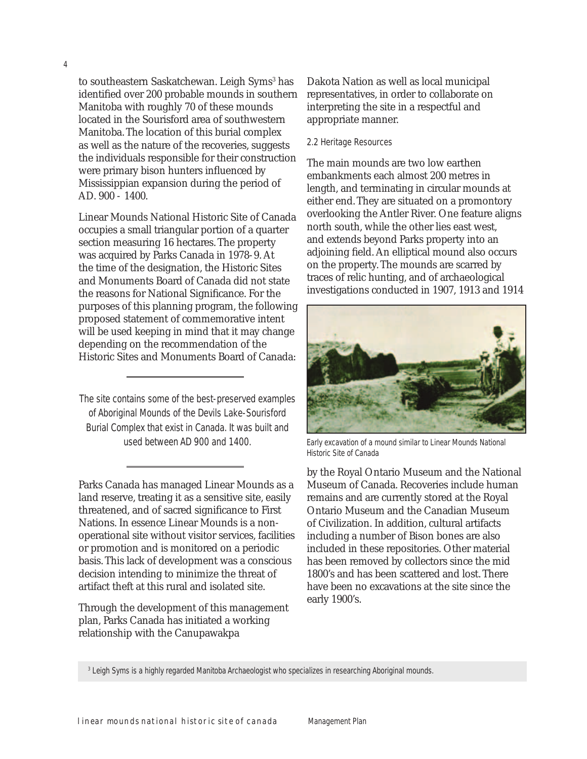to southeastern Saskatchewan. Leigh Syms[3] has identified over 200 probable mounds in southern Manitoba with roughly 70 of these mounds located in the Sourisford area of southwestern Manitoba. The location of this burial complex as well as the nature of the recoveries, suggests the individuals responsible for their construction were primary bison hunters influenced by Mississippian expansion during the period of AD. 900 - 1400.

Linear Mounds National Historic Site of Canada occupies a small triangular portion of a quarter section measuring 16 hectares. The property was acquired by Parks Canada in 1978-9. At the time of the designation, the Historic Sites and Monuments Board of Canada did not state the reasons for National Significance. For the purposes of this planning program, the following proposed statement of commemorative intent will be used keeping in mind that it may change depending on the recommendation of the Historic Sites and Monuments Board of Canada:

---

*The site contains some of the best-preserved examples of Aboriginal Mounds of the Devils Lake-Sourisford Burial Complex that exist in Canada. It was built and used between AD 900 and 1400.*

---

Parks Canada has managed Linear Mounds as a land reserve, treating it as a sensitive site, easily threatened, and of sacred significance to First Nations. In essence Linear Mounds is a non-operational site without visitor services, facilities or promotion and is monitored on a periodic basis. This lack of development was a conscious decision intending to minimize the threat of artifact theft at this rural and isolated site.

Through the development of this management plan, Parks Canada has initiated a working relationship with the Canupawakpa Dakota Nation as well as local municipal representatives, in order to collaborate on interpreting the site in a respectful and appropriate manner.

### 2.2 Heritage Resources

The main mounds are two low earthen embankments each almost 200 metres in length, and terminating in circular mounds at either end. They are situated on a promontory overlooking the Antler River. One feature aligns north south, while the other lies east west, and extends beyond Parks property into an adjoining field. An elliptical mound also occurs on the property. The mounds are scarred by traces of relic hunting, and of archaeological investigations conducted in 1907, 1913 and 1914 by the Royal Ontario Museum and the National Museum of Canada. Recoveries include human remains and are currently stored at the Royal Ontario Museum and the Canadian Museum of Civilization. In addition, cultural artifacts including a number of Bison bones are also included in these repositories. Other material has been removed by collectors since the mid 1800's and has been scattered and lost. There have been no excavations at the site since the early 1900's.

Early excavation of a mound similar to Linear Mounds National Historic Site of Canada

[3] Leigh Syms is a highly regarded Manitoba Archaeologist who specializes in researching Aboriginal mounds.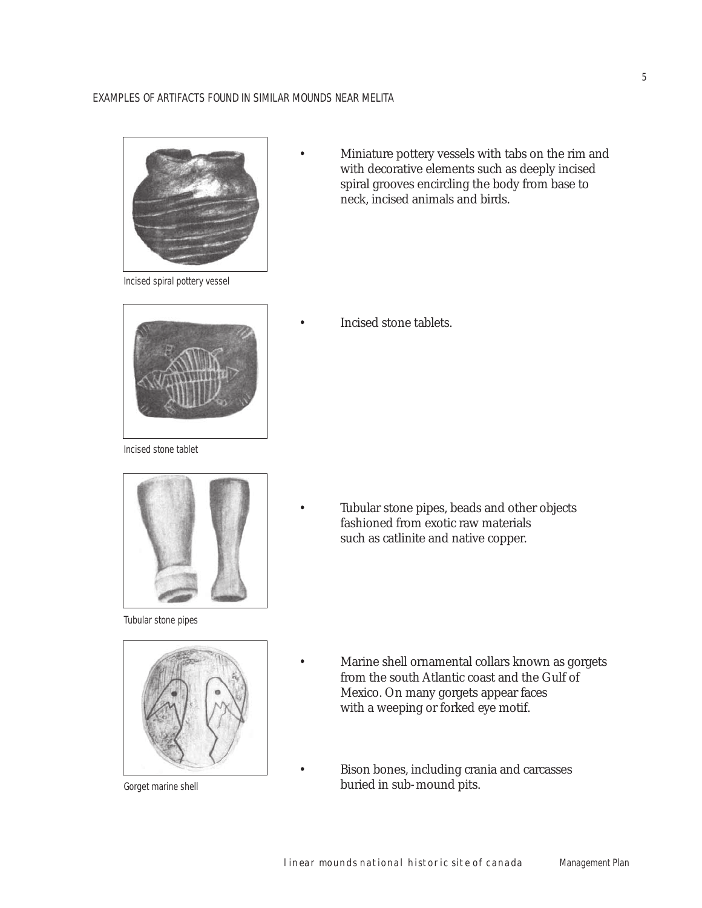EXAMPLES OF ARTIFACTS FOUND IN SIMILAR MOUNDS NEAR MELITA

Incised spiral pottery vessel

- Miniature pottery vessels with tabs on the rim and with decorative elements such as deeply incised spiral grooves encircling the body from base to neck, incised animals and birds.

Incised stone tablet

- Incised stone tablets.

Tubular stone pipes

- Tubular stone pipes, beads and other objects fashioned from exotic raw materials such as catlinite and native copper.

Gorget marine shell

- Marine shell ornamental collars known as gorgets from the south Atlantic coast and the Gulf of Mexico. On many gorgets appear faces with a weeping or forked eye motif.

- Bison bones, including crania and carcasses buried in sub-mound pits.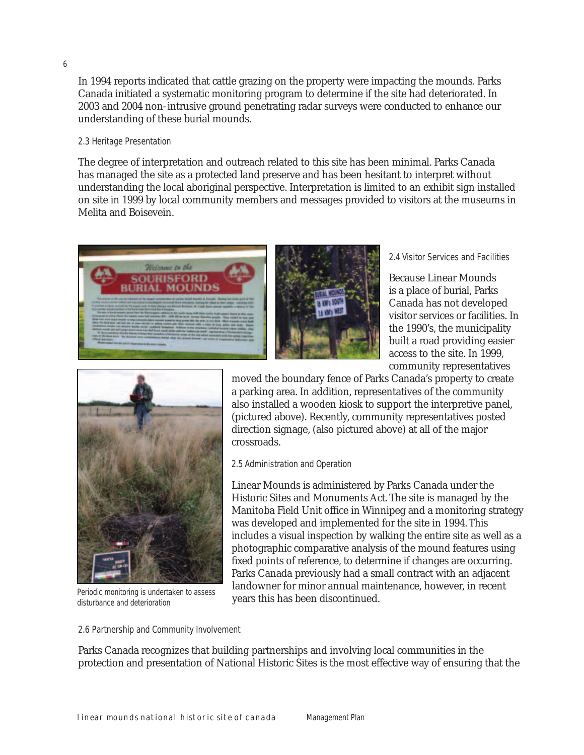In 1994 reports indicated that cattle grazing on the property were impacting the mounds. Parks Canada initiated a systematic monitoring program to determine if the site had deteriorated. In 2003 and 2004 non-intrusive ground penetrating radar surveys were conducted to enhance our understanding of these burial mounds.

### 2.3 Heritage Presentation

The degree of interpretation and outreach related to this site has been minimal. Parks Canada has managed the site as a protected land preserve and has been hesitant to interpret without understanding the local aboriginal perspective. Interpretation is limited to an exhibit sign installed on site in 1999 by local community members and messages provided to visitors at the museums in Melita and Boisevein.

### 2.4 Visitor Services and Facilities

Because Linear Mounds is a place of burial, Parks Canada has not developed visitor services or facilities. In the 1990's, the municipality built a road providing easier access to the site. In 1999, community representatives moved the boundary fence of Parks Canada's property to create a parking area. In addition, representatives of the community also installed a wooden kiosk to support the interpretive panel, (pictured above). Recently, community representatives posted direction signage, (also pictured above) at all of the major crossroads.

Periodic monitoring is undertaken to assess disturbance and deterioration

### 2.5 Administration and Operation

Linear Mounds is administered by Parks Canada under the Historic Sites and Monuments Act. The site is managed by the Manitoba Field Unit office in Winnipeg and a monitoring strategy was developed and implemented for the site in 1994. This includes a visual inspection by walking the entire site as well as a photographic comparative analysis of the mound features using fixed points of reference, to determine if changes are occurring. Parks Canada previously had a small contract with an adjacent landowner for minor annual maintenance, however, in recent years this has been discontinued.

### 2.6 Partnership and Community Involvement

Parks Canada recognizes that building partnerships and involving local communities in the protection and presentation of National Historic Sites is the most effective way of ensuring that the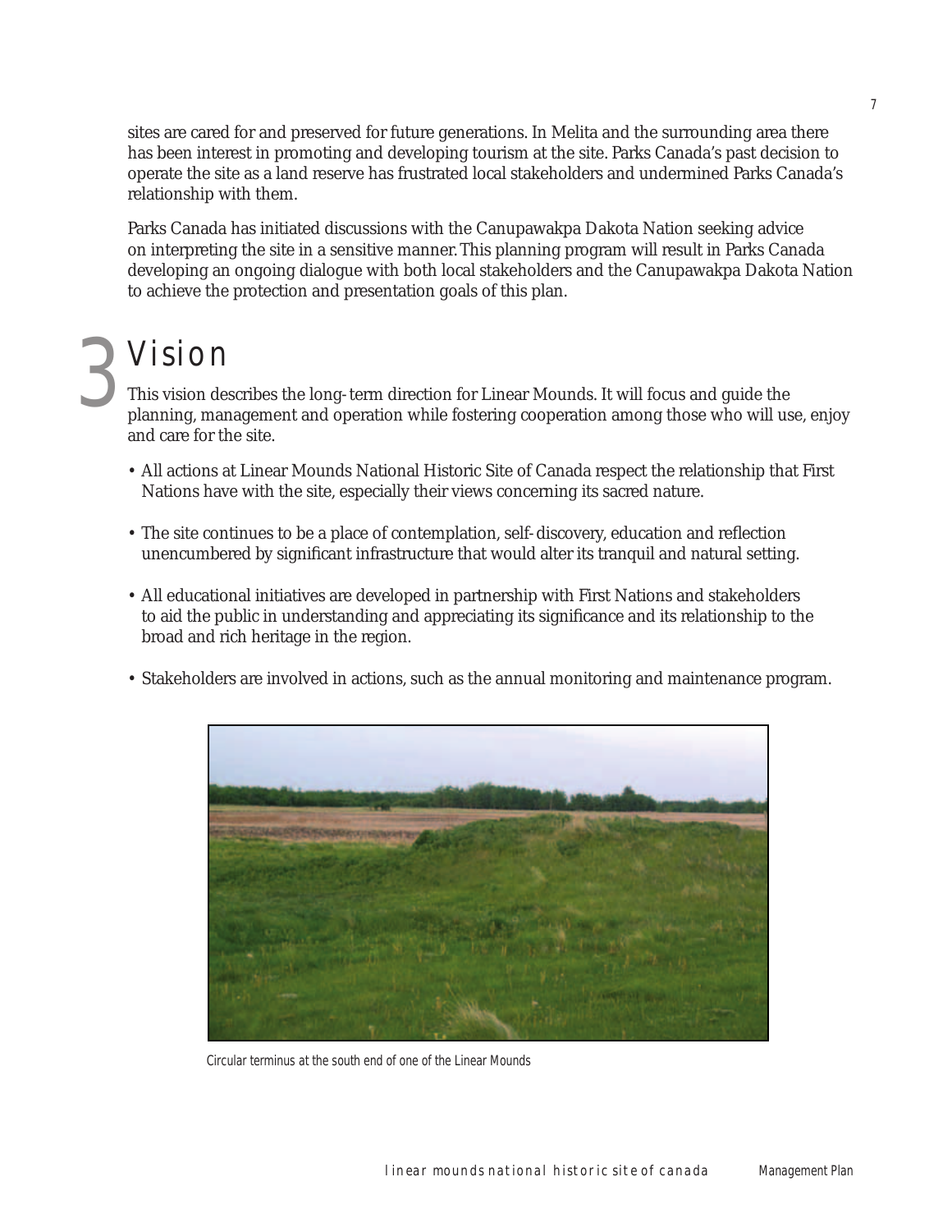sites are cared for and preserved for future generations. In Melita and the surrounding area there has been interest in promoting and developing tourism at the site. Parks Canada's past decision to operate the site as a land reserve has frustrated local stakeholders and undermined Parks Canada's relationship with them.

Parks Canada has initiated discussions with the Canupawakpa Dakota Nation seeking advice on interpreting the site in a sensitive manner. This planning program will result in Parks Canada developing an ongoing dialogue with both local stakeholders and the Canupawakpa Dakota Nation to achieve the protection and presentation goals of this plan.

# 3 Vision

This vision describes the long-term direction for Linear Mounds. It will focus and guide the planning, management and operation while fostering cooperation among those who will use, enjoy and care for the site.

- All actions at Linear Mounds National Historic Site of Canada respect the relationship that First Nations have with the site, especially their views concerning its sacred nature.
- The site continues to be a place of contemplation, self-discovery, education and reflection unencumbered by significant infrastructure that would alter its tranquil and natural setting.
- All educational initiatives are developed in partnership with First Nations and stakeholders to aid the public in understanding and appreciating its significance and its relationship to the broad and rich heritage in the region.
- Stakeholders are involved in actions, such as the annual monitoring and maintenance program.

Circular terminus at the south end of one of the Linear Mounds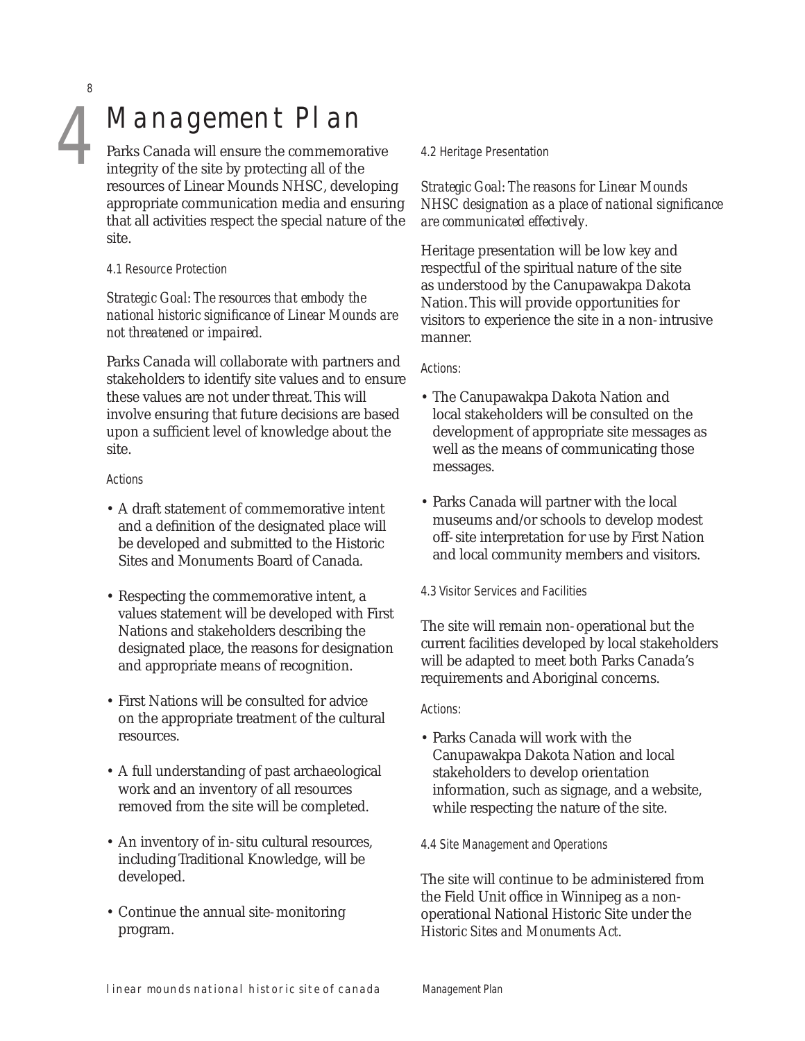# 4 Management Plan

Parks Canada will ensure the commemorative integrity of the site by protecting all of the resources of Linear Mounds NHSC, developing appropriate communication media and ensuring that all activities respect the special nature of the site.

## 4.1 Resource Protection

*Strategic Goal: The resources that embody the national historic significance of Linear Mounds are not threatened or impaired.*

Parks Canada will collaborate with partners and stakeholders to identify site values and to ensure these values are not under threat. This will involve ensuring that future decisions are based upon a sufficient level of knowledge about the site.

Actions

- A draft statement of commemorative intent and a definition of the designated place will be developed and submitted to the Historic Sites and Monuments Board of Canada.
- Respecting the commemorative intent, a values statement will be developed with First Nations and stakeholders describing the designated place, the reasons for designation and appropriate means of recognition.
- First Nations will be consulted for advice on the appropriate treatment of the cultural resources.
- A full understanding of past archaeological work and an inventory of all resources removed from the site will be completed.
- An inventory of in-situ cultural resources, including Traditional Knowledge, will be developed.
- Continue the annual site-monitoring program.

## 4.2 Heritage Presentation

*Strategic Goal: The reasons for Linear Mounds NHSC designation as a place of national significance are communicated effectively.*

Heritage presentation will be low key and respectful of the spiritual nature of the site as understood by the Canupawakpa Dakota Nation. This will provide opportunities for visitors to experience the site in a non-intrusive manner.

Actions:

- The Canupawakpa Dakota Nation and local stakeholders will be consulted on the development of appropriate site messages as well as the means of communicating those messages.
- Parks Canada will partner with the local museums and/or schools to develop modest off-site interpretation for use by First Nation and local community members and visitors.

## 4.3 Visitor Services and Facilities

The site will remain non-operational but the current facilities developed by local stakeholders will be adapted to meet both Parks Canada's requirements and Aboriginal concerns.

Actions:

- Parks Canada will work with the Canupawakpa Dakota Nation and local stakeholders to develop orientation information, such as signage, and a website, while respecting the nature of the site.

## 4.4 Site Management and Operations

The site will continue to be administered from the Field Unit office in Winnipeg as a non-operational National Historic Site under the *Historic Sites and Monuments Act*.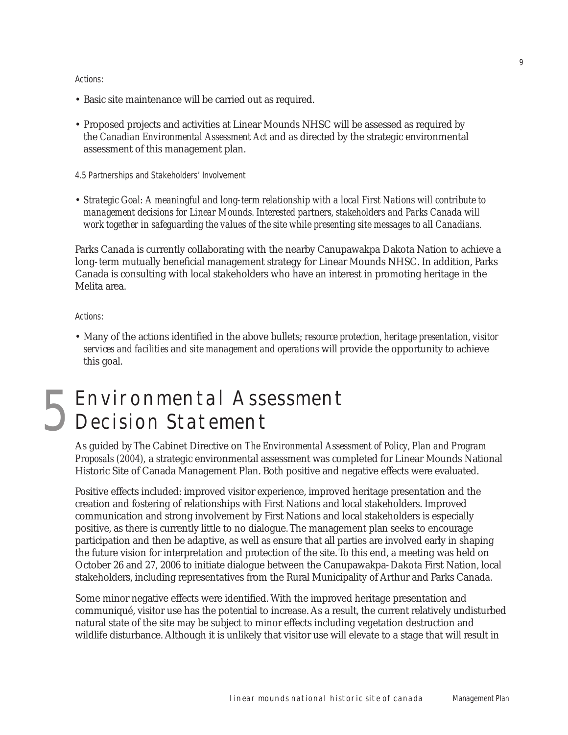*Actions:*

- Basic site maintenance will be carried out as required.
- Proposed projects and activities at Linear Mounds NHSC will be assessed as required by the *Canadian Environmental Assessment Act* and as directed by the strategic environmental assessment of this management plan.

*4.5 Partnerships and Stakeholders' Involvement*

- *Strategic Goal: A meaningful and long-term relationship with a local First Nations will contribute to management decisions for Linear Mounds. Interested partners, stakeholders and Parks Canada will work together in safeguarding the values of the site while presenting site messages to all Canadians.*

Parks Canada is currently collaborating with the nearby Canupawakpa Dakota Nation to achieve a long-term mutually beneficial management strategy for Linear Mounds NHSC. In addition, Parks Canada is consulting with local stakeholders who have an interest in promoting heritage in the Melita area.

*Actions:*

- Many of the actions identified in the above bullets; *resource protection, heritage presentation, visitor services and facilities* and *site management and operations* will provide the opportunity to achieve this goal.

# 5 Environmental Assessment Decision Statement

As guided by The Cabinet Directive on *The Environmental Assessment of Policy, Plan and Program Proposals (2004)*, a strategic environmental assessment was completed for Linear Mounds National Historic Site of Canada Management Plan. Both positive and negative effects were evaluated.

Positive effects included: improved visitor experience, improved heritage presentation and the creation and fostering of relationships with First Nations and local stakeholders. Improved communication and strong involvement by First Nations and local stakeholders is especially positive, as there is currently little to no dialogue. The management plan seeks to encourage participation and then be adaptive, as well as ensure that all parties are involved early in shaping the future vision for interpretation and protection of the site. To this end, a meeting was held on October 26 and 27, 2006 to initiate dialogue between the Canupawakpa-Dakota First Nation, local stakeholders, including representatives from the Rural Municipality of Arthur and Parks Canada.

Some minor negative effects were identified. With the improved heritage presentation and communiqué, visitor use has the potential to increase. As a result, the current relatively undisturbed natural state of the site may be subject to minor effects including vegetation destruction and wildlife disturbance. Although it is unlikely that visitor use will elevate to a stage that will result in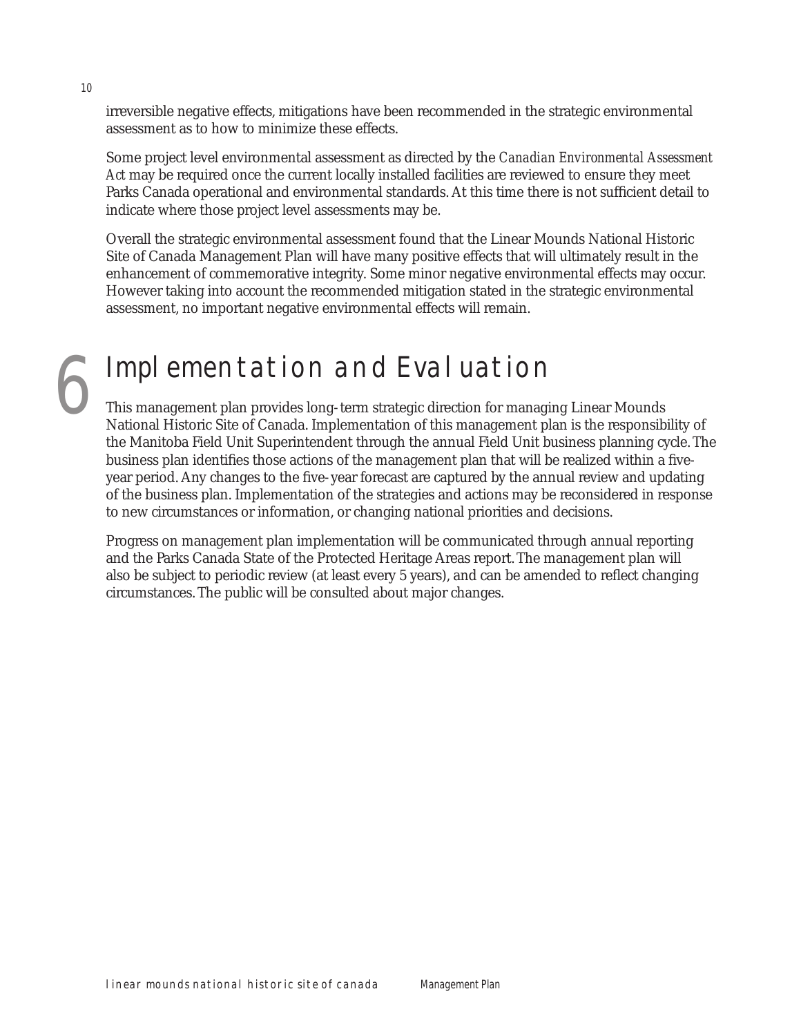irreversible negative effects, mitigations have been recommended in the strategic environmental assessment as to how to minimize these effects.

Some project level environmental assessment as directed by the *Canadian Environmental Assessment Act* may be required once the current locally installed facilities are reviewed to ensure they meet Parks Canada operational and environmental standards. At this time there is not sufficient detail to indicate where those project level assessments may be.

Overall the strategic environmental assessment found that the Linear Mounds National Historic Site of Canada Management Plan will have many positive effects that will ultimately result in the enhancement of commemorative integrity. Some minor negative environmental effects may occur. However taking into account the recommended mitigation stated in the strategic environmental assessment, no important negative environmental effects will remain.

# 6 Implementation and Evaluation

This management plan provides long-term strategic direction for managing Linear Mounds National Historic Site of Canada. Implementation of this management plan is the responsibility of the Manitoba Field Unit Superintendent through the annual Field Unit business planning cycle. The business plan identifies those actions of the management plan that will be realized within a five-year period. Any changes to the five-year forecast are captured by the annual review and updating of the business plan. Implementation of the strategies and actions may be reconsidered in response to new circumstances or information, or changing national priorities and decisions.

Progress on management plan implementation will be communicated through annual reporting and the Parks Canada State of the Protected Heritage Areas report. The management plan will also be subject to periodic review (at least every 5 years), and can be amended to reflect changing circumstances. The public will be consulted about major changes.